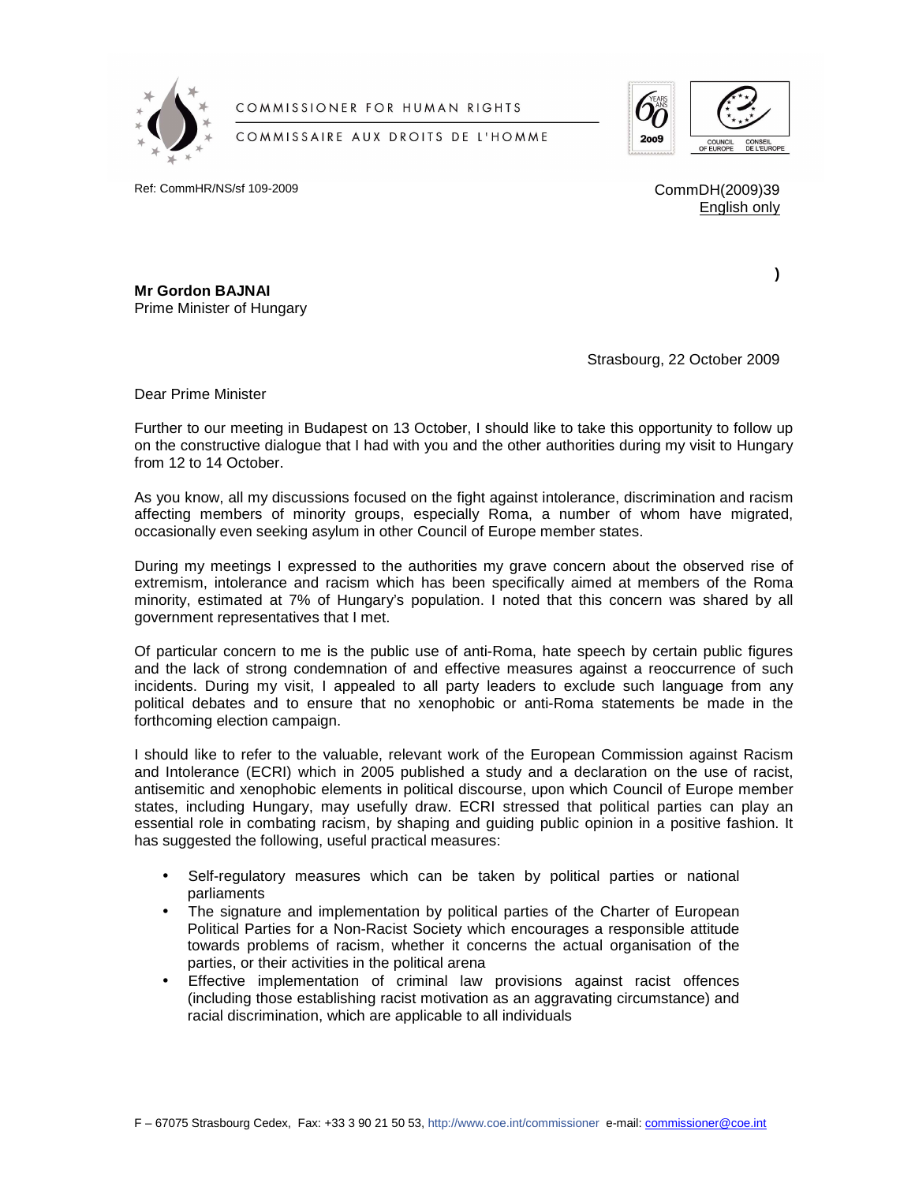COMMISSIONER FOR HUMAN RIGHTS

COMMISSAIRE AUX DROITS DE L'HOMME

Ref: CommHR/NS/sf 109-2009

CommDH(2009)39
English only

)

**Mr Gordon BAJNAI**
Prime Minister of Hungary

Strasbourg, 22 October 2009

Dear Prime Minister

Further to our meeting in Budapest on 13 October, I should like to take this opportunity to follow up on the constructive dialogue that I had with you and the other authorities during my visit to Hungary from 12 to 14 October.

As you know, all my discussions focused on the fight against intolerance, discrimination and racism affecting members of minority groups, especially Roma, a number of whom have migrated, occasionally even seeking asylum in other Council of Europe member states.

During my meetings I expressed to the authorities my grave concern about the observed rise of extremism, intolerance and racism which has been specifically aimed at members of the Roma minority, estimated at 7% of Hungary's population. I noted that this concern was shared by all government representatives that I met.

Of particular concern to me is the public use of anti-Roma, hate speech by certain public figures and the lack of strong condemnation of and effective measures against a reoccurrence of such incidents. During my visit, I appealed to all party leaders to exclude such language from any political debates and to ensure that no xenophobic or anti-Roma statements be made in the forthcoming election campaign.

I should like to refer to the valuable, relevant work of the European Commission against Racism and Intolerance (ECRI) which in 2005 published a study and a declaration on the use of racist, antisemitic and xenophobic elements in political discourse, upon which Council of Europe member states, including Hungary, may usefully draw. ECRI stressed that political parties can play an essential role in combating racism, by shaping and guiding public opinion in a positive fashion. It has suggested the following, useful practical measures:

- Self-regulatory measures which can be taken by political parties or national parliaments
- The signature and implementation by political parties of the Charter of European Political Parties for a Non-Racist Society which encourages a responsible attitude towards problems of racism, whether it concerns the actual organisation of the parties, or their activities in the political arena
- Effective implementation of criminal law provisions against racist offences (including those establishing racist motivation as an aggravating circumstance) and racial discrimination, which are applicable to all individuals

F – 67075 Strasbourg Cedex, Fax: +33 3 90 21 50 53, http://www.coe.int/commissioner e-mail: commissioner@coe.int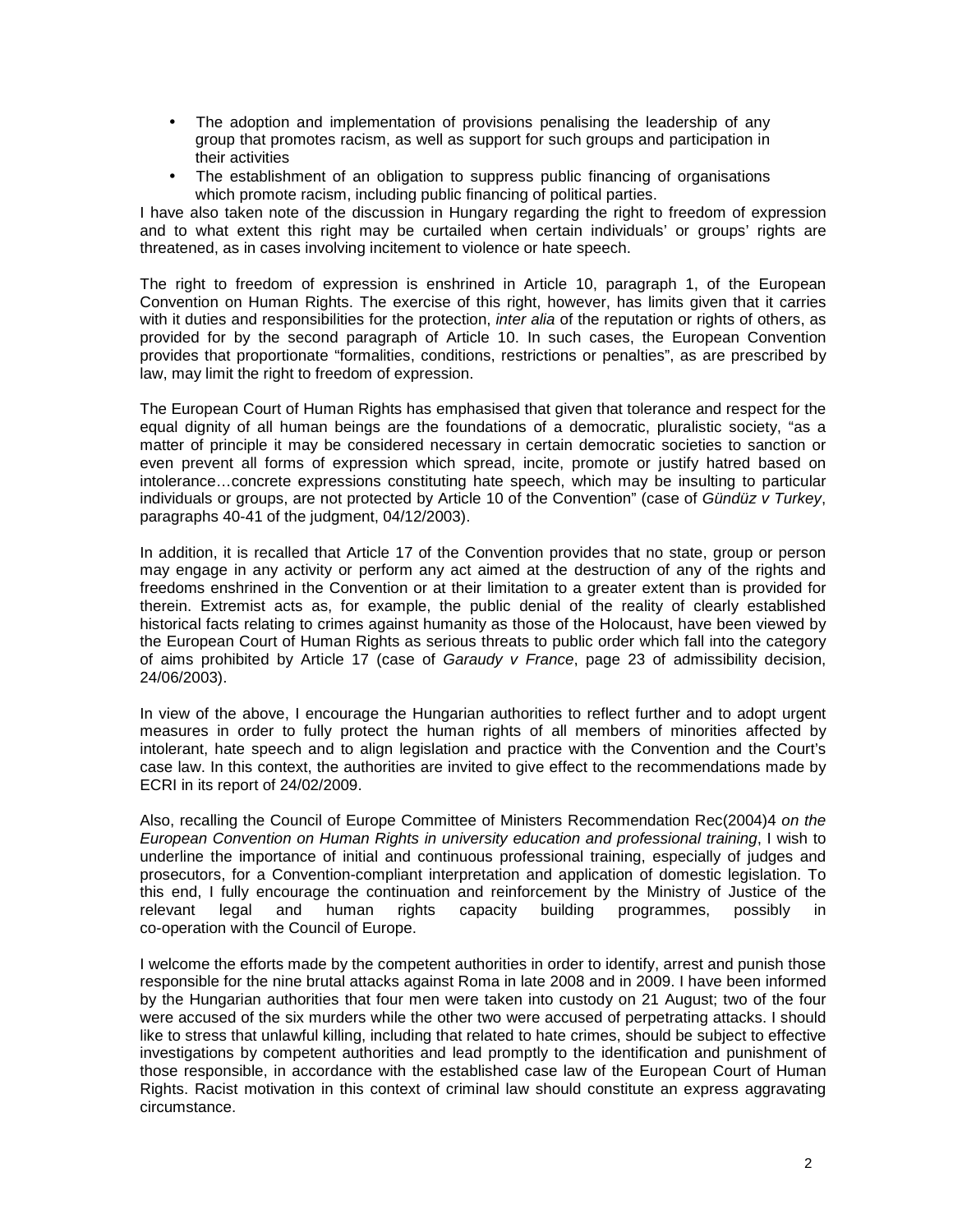- The adoption and implementation of provisions penalising the leadership of any group that promotes racism, as well as support for such groups and participation in their activities
- The establishment of an obligation to suppress public financing of organisations which promote racism, including public financing of political parties.

I have also taken note of the discussion in Hungary regarding the right to freedom of expression and to what extent this right may be curtailed when certain individuals' or groups' rights are threatened, as in cases involving incitement to violence or hate speech.

The right to freedom of expression is enshrined in Article 10, paragraph 1, of the European Convention on Human Rights. The exercise of this right, however, has limits given that it carries with it duties and responsibilities for the protection, *inter alia* of the reputation or rights of others, as provided for by the second paragraph of Article 10. In such cases, the European Convention provides that proportionate "formalities, conditions, restrictions or penalties", as are prescribed by law, may limit the right to freedom of expression.

The European Court of Human Rights has emphasised that given that tolerance and respect for the equal dignity of all human beings are the foundations of a democratic, pluralistic society, "as a matter of principle it may be considered necessary in certain democratic societies to sanction or even prevent all forms of expression which spread, incite, promote or justify hatred based on intolerance…concrete expressions constituting hate speech, which may be insulting to particular individuals or groups, are not protected by Article 10 of the Convention" (case of *Gündüz v Turkey*, paragraphs 40-41 of the judgment, 04/12/2003).

In addition, it is recalled that Article 17 of the Convention provides that no state, group or person may engage in any activity or perform any act aimed at the destruction of any of the rights and freedoms enshrined in the Convention or at their limitation to a greater extent than is provided for therein. Extremist acts as, for example, the public denial of the reality of clearly established historical facts relating to crimes against humanity as those of the Holocaust, have been viewed by the European Court of Human Rights as serious threats to public order which fall into the category of aims prohibited by Article 17 (case of *Garaudy v France*, page 23 of admissibility decision, 24/06/2003).

In view of the above, I encourage the Hungarian authorities to reflect further and to adopt urgent measures in order to fully protect the human rights of all members of minorities affected by intolerant, hate speech and to align legislation and practice with the Convention and the Court's case law. In this context, the authorities are invited to give effect to the recommendations made by ECRI in its report of 24/02/2009.

Also, recalling the Council of Europe Committee of Ministers Recommendation Rec(2004)4 *on the European Convention on Human Rights in university education and professional training*, I wish to underline the importance of initial and continuous professional training, especially of judges and prosecutors, for a Convention-compliant interpretation and application of domestic legislation. To this end, I fully encourage the continuation and reinforcement by the Ministry of Justice of the relevant legal and human rights capacity building programmes, possibly in co-operation with the Council of Europe.

I welcome the efforts made by the competent authorities in order to identify, arrest and punish those responsible for the nine brutal attacks against Roma in late 2008 and in 2009. I have been informed by the Hungarian authorities that four men were taken into custody on 21 August; two of the four were accused of the six murders while the other two were accused of perpetrating attacks. I should like to stress that unlawful killing, including that related to hate crimes, should be subject to effective investigations by competent authorities and lead promptly to the identification and punishment of those responsible, in accordance with the established case law of the European Court of Human Rights. Racist motivation in this context of criminal law should constitute an express aggravating circumstance.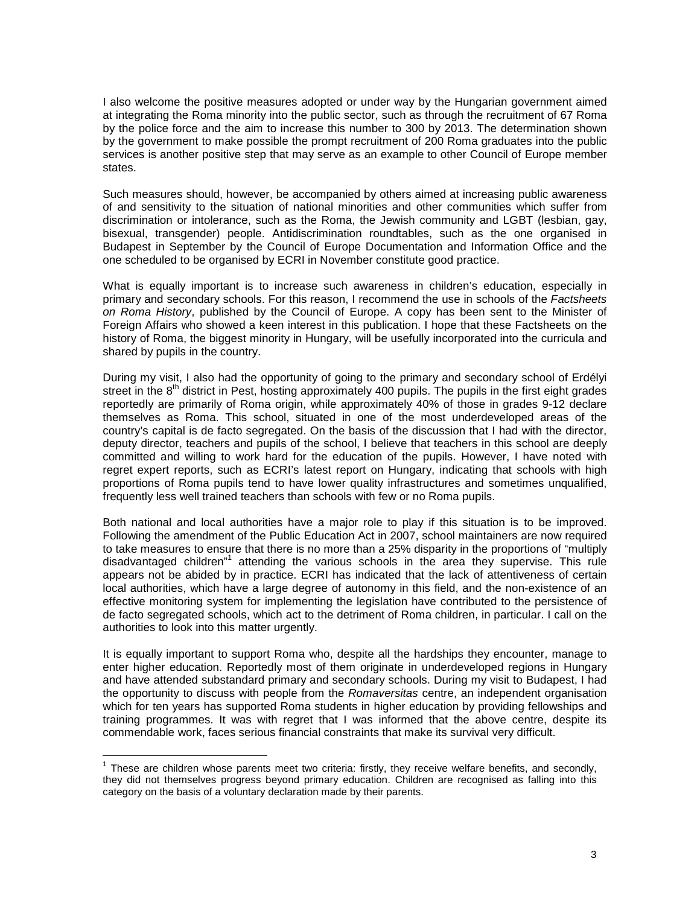I also welcome the positive measures adopted or under way by the Hungarian government aimed at integrating the Roma minority into the public sector, such as through the recruitment of 67 Roma by the police force and the aim to increase this number to 300 by 2013. The determination shown by the government to make possible the prompt recruitment of 200 Roma graduates into the public services is another positive step that may serve as an example to other Council of Europe member states.

Such measures should, however, be accompanied by others aimed at increasing public awareness of and sensitivity to the situation of national minorities and other communities which suffer from discrimination or intolerance, such as the Roma, the Jewish community and LGBT (lesbian, gay, bisexual, transgender) people. Antidiscrimination roundtables, such as the one organised in Budapest in September by the Council of Europe Documentation and Information Office and the one scheduled to be organised by ECRI in November constitute good practice.

What is equally important is to increase such awareness in children's education, especially in primary and secondary schools. For this reason, I recommend the use in schools of the *Factsheets on Roma History*, published by the Council of Europe. A copy has been sent to the Minister of Foreign Affairs who showed a keen interest in this publication. I hope that these Factsheets on the history of Roma, the biggest minority in Hungary, will be usefully incorporated into the curricula and shared by pupils in the country.

During my visit, I also had the opportunity of going to the primary and secondary school of Erdélyi street in the 8th district in Pest, hosting approximately 400 pupils. The pupils in the first eight grades reportedly are primarily of Roma origin, while approximately 40% of those in grades 9-12 declare themselves as Roma. This school, situated in one of the most underdeveloped areas of the country's capital is de facto segregated. On the basis of the discussion that I had with the director, deputy director, teachers and pupils of the school, I believe that teachers in this school are deeply committed and willing to work hard for the education of the pupils. However, I have noted with regret expert reports, such as ECRI's latest report on Hungary, indicating that schools with high proportions of Roma pupils tend to have lower quality infrastructures and sometimes unqualified, frequently less well trained teachers than schools with few or no Roma pupils.

Both national and local authorities have a major role to play if this situation is to be improved. Following the amendment of the Public Education Act in 2007, school maintainers are now required to take measures to ensure that there is no more than a 25% disparity in the proportions of "multiply disadvantaged children"[1] attending the various schools in the area they supervise. This rule appears not be abided by in practice. ECRI has indicated that the lack of attentiveness of certain local authorities, which have a large degree of autonomy in this field, and the non-existence of an effective monitoring system for implementing the legislation have contributed to the persistence of de facto segregated schools, which act to the detriment of Roma children, in particular. I call on the authorities to look into this matter urgently.

It is equally important to support Roma who, despite all the hardships they encounter, manage to enter higher education. Reportedly most of them originate in underdeveloped regions in Hungary and have attended substandard primary and secondary schools. During my visit to Budapest, I had the opportunity to discuss with people from the *Romaversitas* centre, an independent organisation which for ten years has supported Roma students in higher education by providing fellowships and training programmes. It was with regret that I was informed that the above centre, despite its commendable work, faces serious financial constraints that make its survival very difficult.

---

[1] These are children whose parents meet two criteria: firstly, they receive welfare benefits, and secondly, they did not themselves progress beyond primary education. Children are recognised as falling into this category on the basis of a voluntary declaration made by their parents.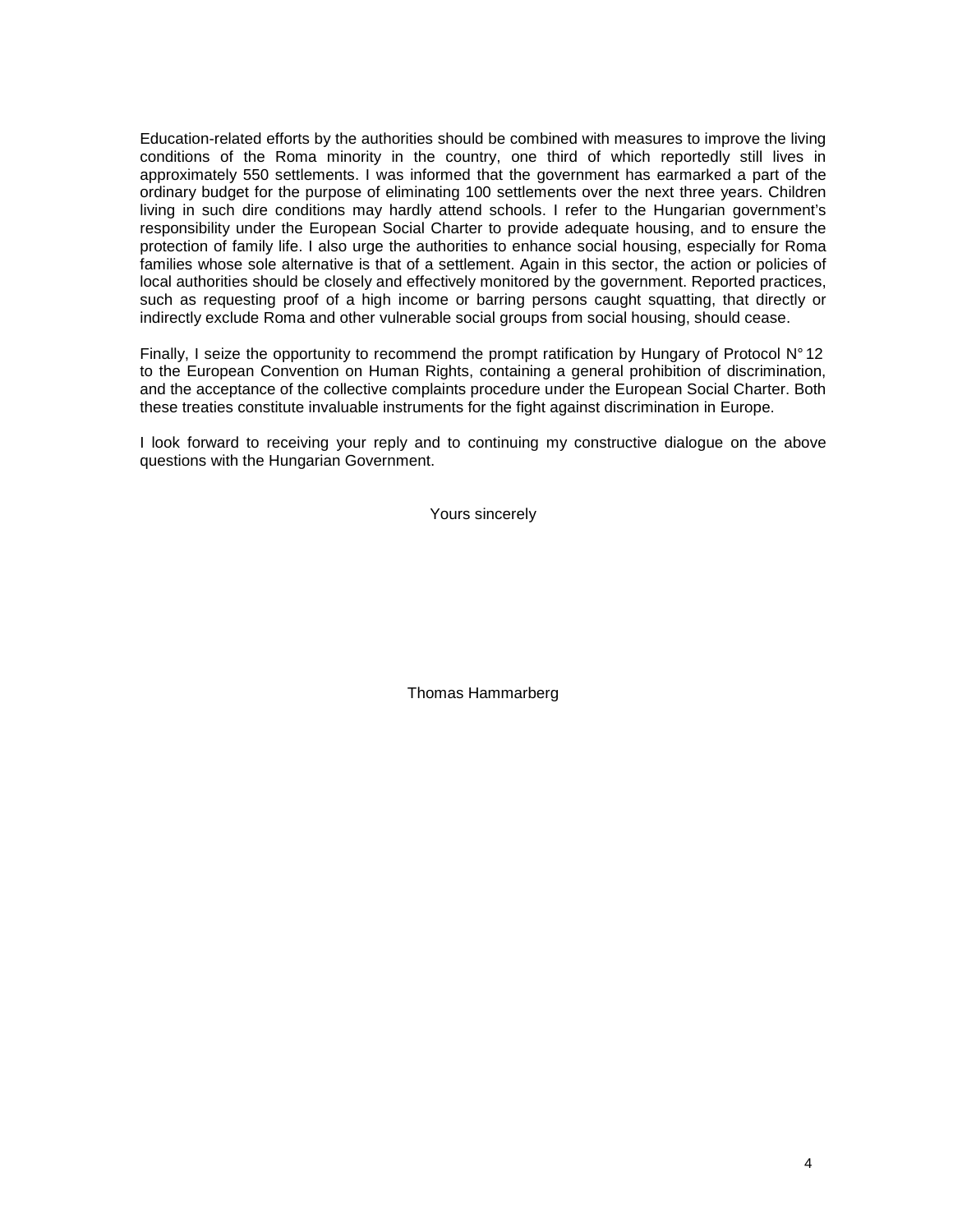Education-related efforts by the authorities should be combined with measures to improve the living conditions of the Roma minority in the country, one third of which reportedly still lives in approximately 550 settlements. I was informed that the government has earmarked a part of the ordinary budget for the purpose of eliminating 100 settlements over the next three years. Children living in such dire conditions may hardly attend schools. I refer to the Hungarian government's responsibility under the European Social Charter to provide adequate housing, and to ensure the protection of family life. I also urge the authorities to enhance social housing, especially for Roma families whose sole alternative is that of a settlement. Again in this sector, the action or policies of local authorities should be closely and effectively monitored by the government. Reported practices, such as requesting proof of a high income or barring persons caught squatting, that directly or indirectly exclude Roma and other vulnerable social groups from social housing, should cease.

Finally, I seize the opportunity to recommend the prompt ratification by Hungary of Protocol N° 12 to the European Convention on Human Rights, containing a general prohibition of discrimination, and the acceptance of the collective complaints procedure under the European Social Charter. Both these treaties constitute invaluable instruments for the fight against discrimination in Europe.

I look forward to receiving your reply and to continuing my constructive dialogue on the above questions with the Hungarian Government.

Yours sincerely

Thomas Hammarberg